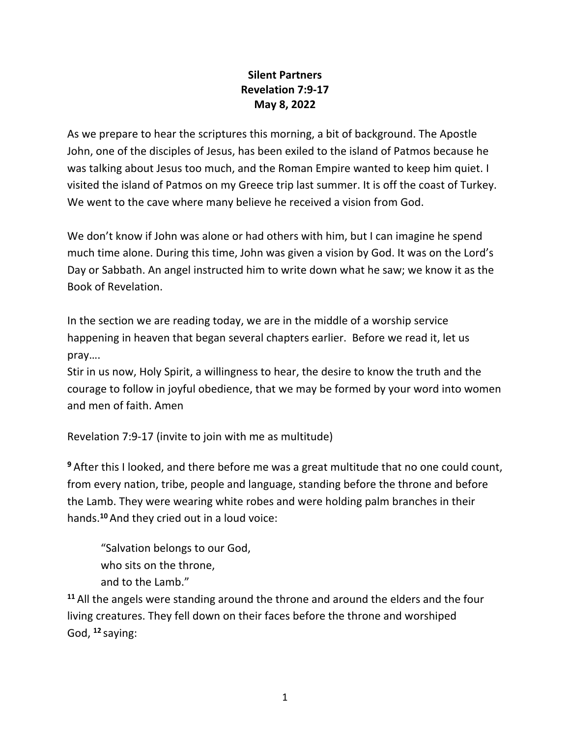# Silent Partners
## Revelation 7:9-17
## May 8, 2022

As we prepare to hear the scriptures this morning, a bit of background. The Apostle John, one of the disciples of Jesus, has been exiled to the island of Patmos because he was talking about Jesus too much, and the Roman Empire wanted to keep him quiet. I visited the island of Patmos on my Greece trip last summer. It is off the coast of Turkey. We went to the cave where many believe he received a vision from God.

We don't know if John was alone or had others with him, but I can imagine he spend much time alone. During this time, John was given a vision by God. It was on the Lord's Day or Sabbath. An angel instructed him to write down what he saw; we know it as the Book of Revelation.

In the section we are reading today, we are in the middle of a worship service happening in heaven that began several chapters earlier. Before we read it, let us pray….
Stir in us now, Holy Spirit, a willingness to hear, the desire to know the truth and the courage to follow in joyful obedience, that we may be formed by your word into women and men of faith. Amen

Revelation 7:9-17 (invite to join with me as multitude)

**9** After this I looked, and there before me was a great multitude that no one could count, from every nation, tribe, people and language, standing before the throne and before the Lamb. They were wearing white robes and were holding palm branches in their hands.**10** And they cried out in a loud voice:

> "Salvation belongs to our God,
> who sits on the throne,
> and to the Lamb."

**11** All the angels were standing around the throne and around the elders and the four living creatures. They fell down on their faces before the throne and worshiped God, **12** saying: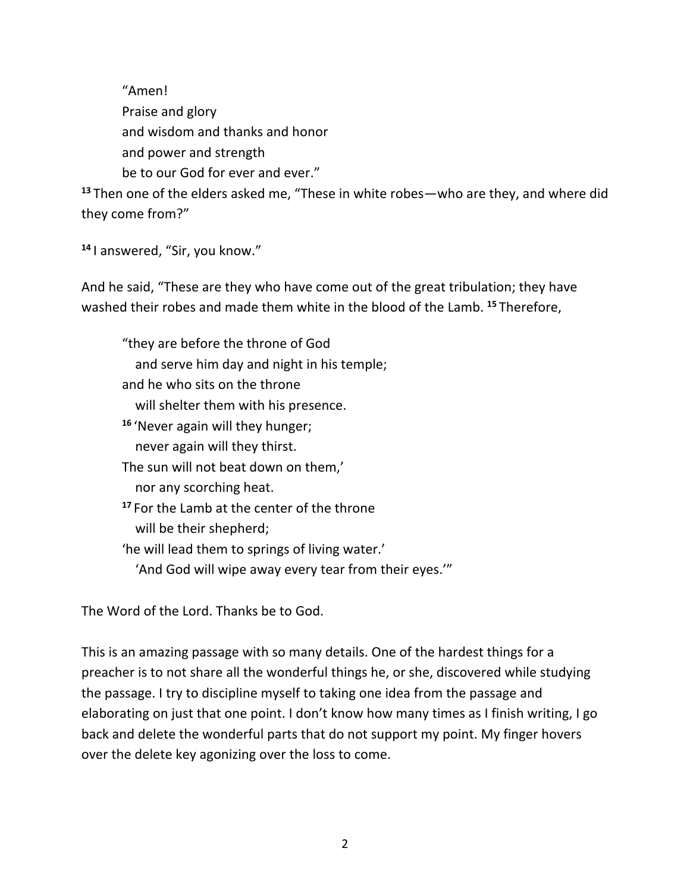"Amen!  
Praise and glory  
and wisdom and thanks and honor  
and power and strength  
be to our God for ever and ever."

**13** Then one of the elders asked me, "These in white robes—who are they, and where did they come from?"

**14** I answered, "Sir, you know."

And he said, "These are they who have come out of the great tribulation; they have washed their robes and made them white in the blood of the Lamb. **15** Therefore,

"they are before the throne of God  
   and serve him day and night in his temple;  
and he who sits on the throne  
   will shelter them with his presence.  
**16** 'Never again will they hunger;  
   never again will they thirst.  
The sun will not beat down on them,'  
   nor any scorching heat.  
**17** For the Lamb at the center of the throne  
   will be their shepherd;  
'he will lead them to springs of living water.'  
   'And God will wipe away every tear from their eyes.'"

The Word of the Lord. Thanks be to God.

This is an amazing passage with so many details. One of the hardest things for a preacher is to not share all the wonderful things he, or she, discovered while studying the passage. I try to discipline myself to taking one idea from the passage and elaborating on just that one point. I don't know how many times as I finish writing, I go back and delete the wonderful parts that do not support my point. My finger hovers over the delete key agonizing over the loss to come.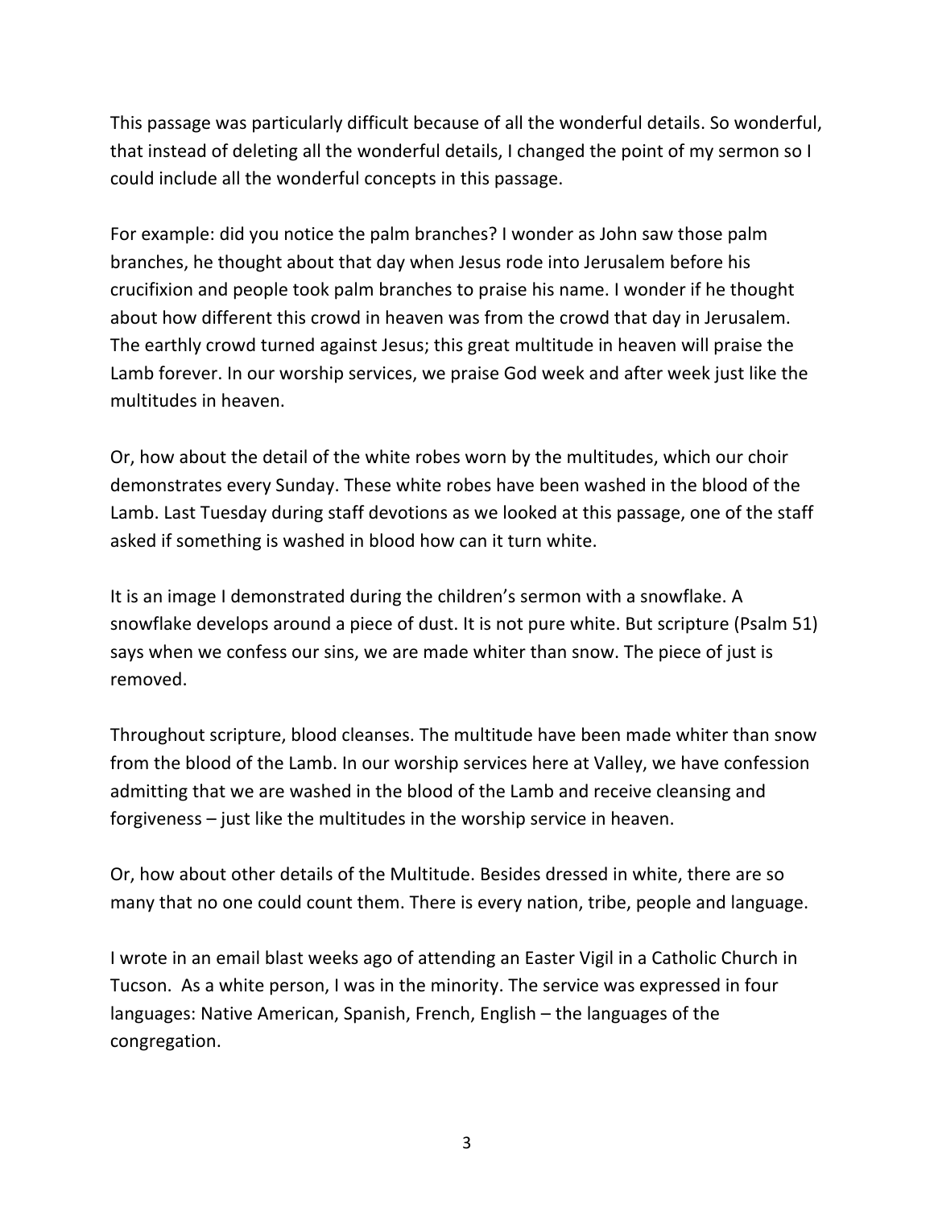This passage was particularly difficult because of all the wonderful details. So wonderful, that instead of deleting all the wonderful details, I changed the point of my sermon so I could include all the wonderful concepts in this passage.

For example: did you notice the palm branches? I wonder as John saw those palm branches, he thought about that day when Jesus rode into Jerusalem before his crucifixion and people took palm branches to praise his name. I wonder if he thought about how different this crowd in heaven was from the crowd that day in Jerusalem. The earthly crowd turned against Jesus; this great multitude in heaven will praise the Lamb forever. In our worship services, we praise God week and after week just like the multitudes in heaven.

Or, how about the detail of the white robes worn by the multitudes, which our choir demonstrates every Sunday. These white robes have been washed in the blood of the Lamb. Last Tuesday during staff devotions as we looked at this passage, one of the staff asked if something is washed in blood how can it turn white.

It is an image I demonstrated during the children's sermon with a snowflake. A snowflake develops around a piece of dust. It is not pure white. But scripture (Psalm 51) says when we confess our sins, we are made whiter than snow. The piece of just is removed.

Throughout scripture, blood cleanses. The multitude have been made whiter than snow from the blood of the Lamb. In our worship services here at Valley, we have confession admitting that we are washed in the blood of the Lamb and receive cleansing and forgiveness – just like the multitudes in the worship service in heaven.

Or, how about other details of the Multitude. Besides dressed in white, there are so many that no one could count them. There is every nation, tribe, people and language.

I wrote in an email blast weeks ago of attending an Easter Vigil in a Catholic Church in Tucson. As a white person, I was in the minority. The service was expressed in four languages: Native American, Spanish, French, English – the languages of the congregation.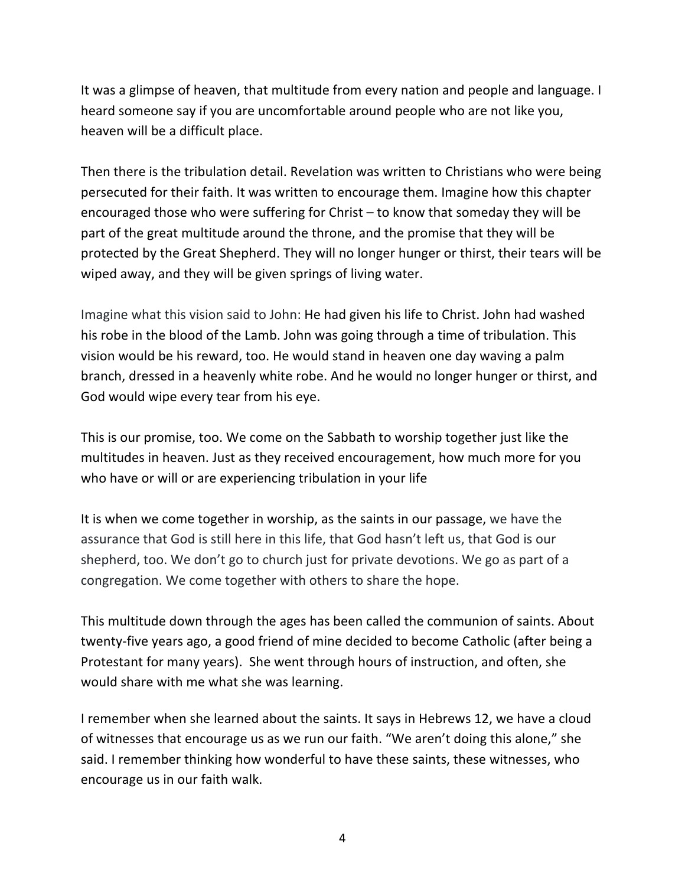It was a glimpse of heaven, that multitude from every nation and people and language. I heard someone say if you are uncomfortable around people who are not like you, heaven will be a difficult place.

Then there is the tribulation detail. Revelation was written to Christians who were being persecuted for their faith. It was written to encourage them. Imagine how this chapter encouraged those who were suffering for Christ – to know that someday they will be part of the great multitude around the throne, and the promise that they will be protected by the Great Shepherd. They will no longer hunger or thirst, their tears will be wiped away, and they will be given springs of living water.

Imagine what this vision said to John: He had given his life to Christ. John had washed his robe in the blood of the Lamb. John was going through a time of tribulation. This vision would be his reward, too. He would stand in heaven one day waving a palm branch, dressed in a heavenly white robe. And he would no longer hunger or thirst, and God would wipe every tear from his eye.

This is our promise, too. We come on the Sabbath to worship together just like the multitudes in heaven. Just as they received encouragement, how much more for you who have or will or are experiencing tribulation in your life

It is when we come together in worship, as the saints in our passage, we have the assurance that God is still here in this life, that God hasn't left us, that God is our shepherd, too. We don't go to church just for private devotions. We go as part of a congregation. We come together with others to share the hope.

This multitude down through the ages has been called the communion of saints. About twenty-five years ago, a good friend of mine decided to become Catholic (after being a Protestant for many years). She went through hours of instruction, and often, she would share with me what she was learning.

I remember when she learned about the saints. It says in Hebrews 12, we have a cloud of witnesses that encourage us as we run our faith. "We aren't doing this alone," she said. I remember thinking how wonderful to have these saints, these witnesses, who encourage us in our faith walk.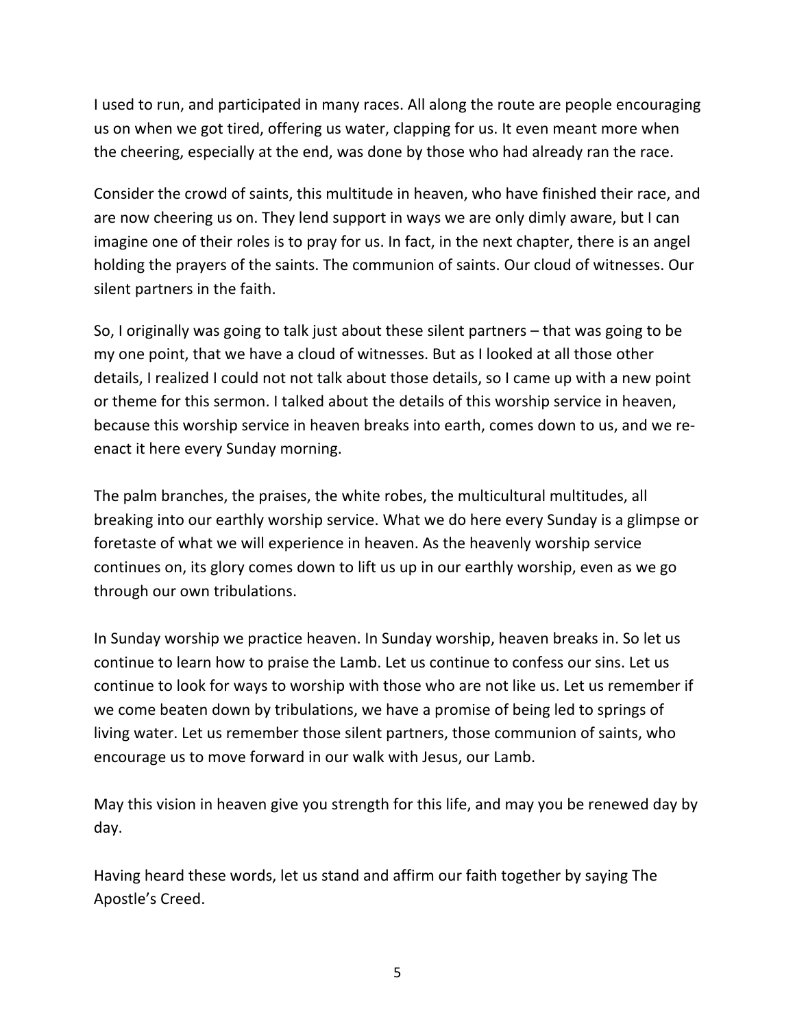I used to run, and participated in many races. All along the route are people encouraging us on when we got tired, offering us water, clapping for us. It even meant more when the cheering, especially at the end, was done by those who had already ran the race.

Consider the crowd of saints, this multitude in heaven, who have finished their race, and are now cheering us on. They lend support in ways we are only dimly aware, but I can imagine one of their roles is to pray for us. In fact, in the next chapter, there is an angel holding the prayers of the saints. The communion of saints. Our cloud of witnesses. Our silent partners in the faith.

So, I originally was going to talk just about these silent partners – that was going to be my one point, that we have a cloud of witnesses. But as I looked at all those other details, I realized I could not not talk about those details, so I came up with a new point or theme for this sermon. I talked about the details of this worship service in heaven, because this worship service in heaven breaks into earth, comes down to us, and we re-enact it here every Sunday morning.

The palm branches, the praises, the white robes, the multicultural multitudes, all breaking into our earthly worship service. What we do here every Sunday is a glimpse or foretaste of what we will experience in heaven. As the heavenly worship service continues on, its glory comes down to lift us up in our earthly worship, even as we go through our own tribulations.

In Sunday worship we practice heaven. In Sunday worship, heaven breaks in. So let us continue to learn how to praise the Lamb. Let us continue to confess our sins. Let us continue to look for ways to worship with those who are not like us. Let us remember if we come beaten down by tribulations, we have a promise of being led to springs of living water. Let us remember those silent partners, those communion of saints, who encourage us to move forward in our walk with Jesus, our Lamb.

May this vision in heaven give you strength for this life, and may you be renewed day by day.

Having heard these words, let us stand and affirm our faith together by saying The Apostle's Creed.